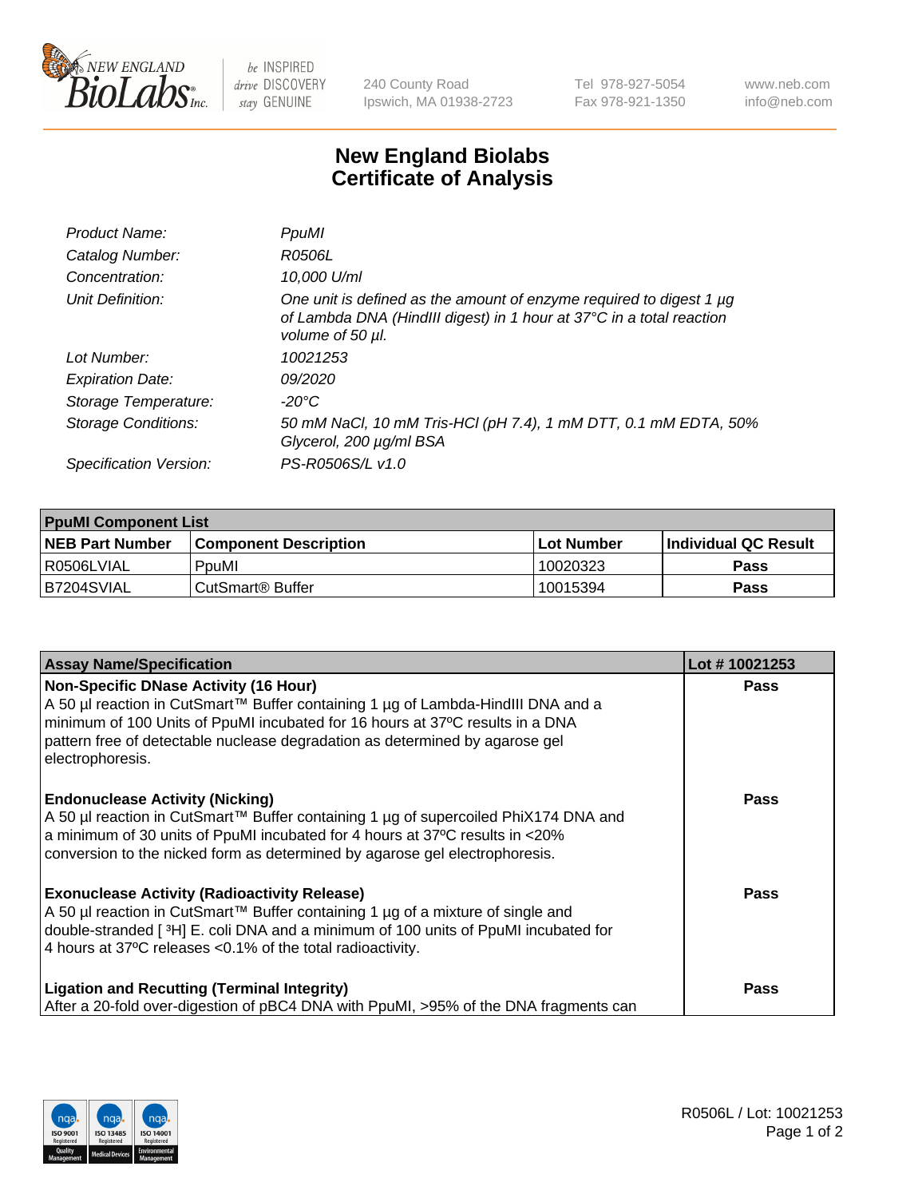240 County Road
Ipswich, MA 01938-2723

Tel 978-927-5054
Fax 978-921-1350

www.neb.com
info@neb.com

# New England Biolabs Certificate of Analysis

| | |
|---|---|
| *Product Name:* | *PpuMI* |
| *Catalog Number:* | *R0506L* |
| *Concentration:* | *10,000 U/ml* |
| *Unit Definition:* | *One unit is defined as the amount of enzyme required to digest 1 µg of Lambda DNA (HindIII digest) in 1 hour at 37°C in a total reaction volume of 50 µl.* |
| *Lot Number:* | *10021253* |
| *Expiration Date:* | *09/2020* |
| *Storage Temperature:* | *-20°C* |
| *Storage Conditions:* | *50 mM NaCl, 10 mM Tris-HCl (pH 7.4), 1 mM DTT, 0.1 mM EDTA, 50% Glycerol, 200 µg/ml BSA* |
| *Specification Version:* | *PS-R0506S/L v1.0* |

| **PpuMI Component List** | | | |
|---|---|---|---|
| **NEB Part Number** | **Component Description** | **Lot Number** | **Individual QC Result** |
| R0506LVIAL | PpuMI | 10020323 | **Pass** |
| B7204SVIAL | CutSmart® Buffer | 10015394 | **Pass** |

| **Assay Name/Specification** | **Lot # 10021253** |
|---|---|
| **Non-Specific DNase Activity (16 Hour)** A 50 µl reaction in CutSmart™ Buffer containing 1 µg of Lambda-HindIII DNA and a minimum of 100 Units of PpuMI incubated for 16 hours at 37ºC results in a DNA pattern free of detectable nuclease degradation as determined by agarose gel electrophoresis. | **Pass** |
| **Endonuclease Activity (Nicking)** A 50 µl reaction in CutSmart™ Buffer containing 1 µg of supercoiled PhiX174 DNA and a minimum of 30 units of PpuMI incubated for 4 hours at 37ºC results in <20% conversion to the nicked form as determined by agarose gel electrophoresis. | **Pass** |
| **Exonuclease Activity (Radioactivity Release)** A 50 µl reaction in CutSmart™ Buffer containing 1 µg of a mixture of single and double-stranded [ $^3$H] E. coli DNA and a minimum of 100 units of PpuMI incubated for 4 hours at 37ºC releases <0.1% of the total radioactivity. | **Pass** |
| **Ligation and Recutting (Terminal Integrity)** After a 20-fold over-digestion of pBC4 DNA with PpuMI, >95% of the DNA fragments can | **Pass** |

R0506L / Lot: 10021253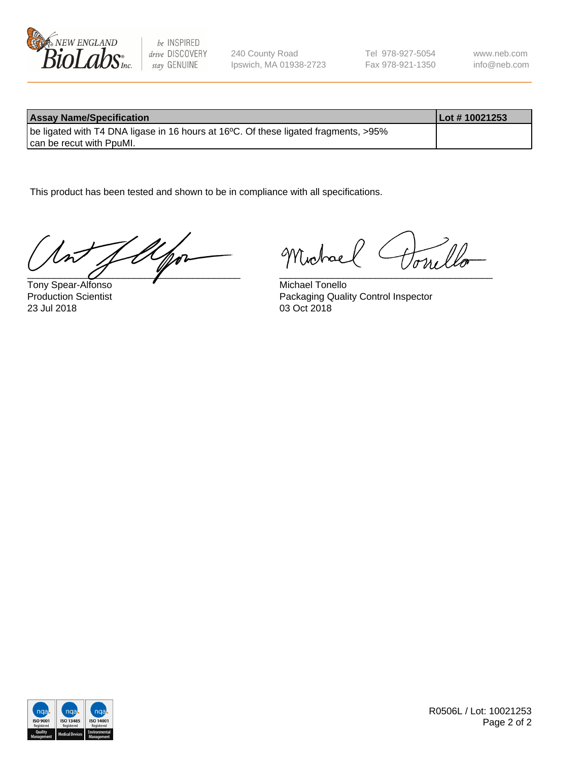| Assay Name/Specification | Lot # 10021253 |
| --- | --- |
| be ligated with T4 DNA ligase in 16 hours at 16ºC. Of these ligated fragments, >95% can be recut with PpuMI. | |

This product has been tested and shown to be in compliance with all specifications.

Tony Spear-Alfonso
Production Scientist
23 Jul 2018

Michael Tonello
Packaging Quality Control Inspector
03 Oct 2018

R0506L / Lot: 10021253